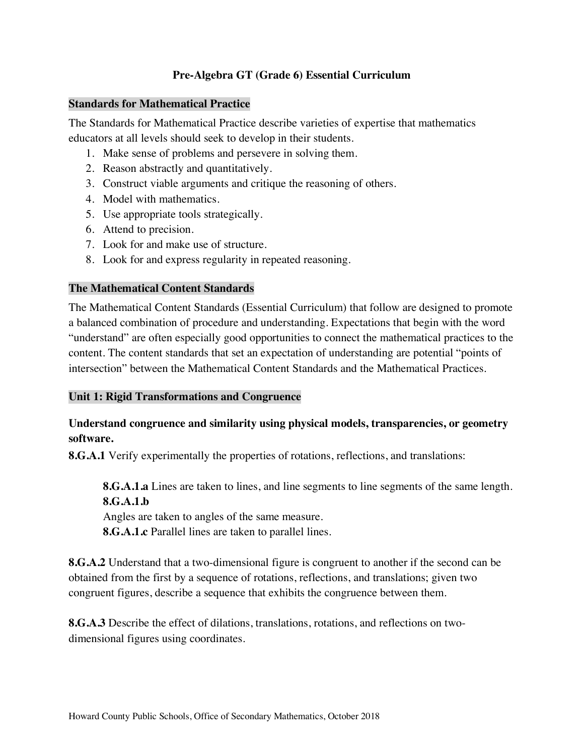# Pre-Algebra GT (Grade 6) Essential Curriculum

## Standards for Mathematical Practice

The Standards for Mathematical Practice describe varieties of expertise that mathematics educators at all levels should seek to develop in their students.

1. Make sense of problems and persevere in solving them.
2. Reason abstractly and quantitatively.
3. Construct viable arguments and critique the reasoning of others.
4. Model with mathematics.
5. Use appropriate tools strategically.
6. Attend to precision.
7. Look for and make use of structure.
8. Look for and express regularity in repeated reasoning.

## The Mathematical Content Standards

The Mathematical Content Standards (Essential Curriculum) that follow are designed to promote a balanced combination of procedure and understanding. Expectations that begin with the word "understand" are often especially good opportunities to connect the mathematical practices to the content. The content standards that set an expectation of understanding are potential "points of intersection" between the Mathematical Content Standards and the Mathematical Practices.

## Unit 1: Rigid Transformations and Congruence

### Understand congruence and similarity using physical models, transparencies, or geometry software.

**8.G.A.1** Verify experimentally the properties of rotations, reflections, and translations:

> **8.G.A.1.a** Lines are taken to lines, and line segments to line segments of the same length.
> **8.G.A.1.b**
> Angles are taken to angles of the same measure.
> **8.G.A.1.c** Parallel lines are taken to parallel lines.

**8.G.A.2** Understand that a two-dimensional figure is congruent to another if the second can be obtained from the first by a sequence of rotations, reflections, and translations; given two congruent figures, describe a sequence that exhibits the congruence between them.

**8.G.A.3** Describe the effect of dilations, translations, rotations, and reflections on two-dimensional figures using coordinates.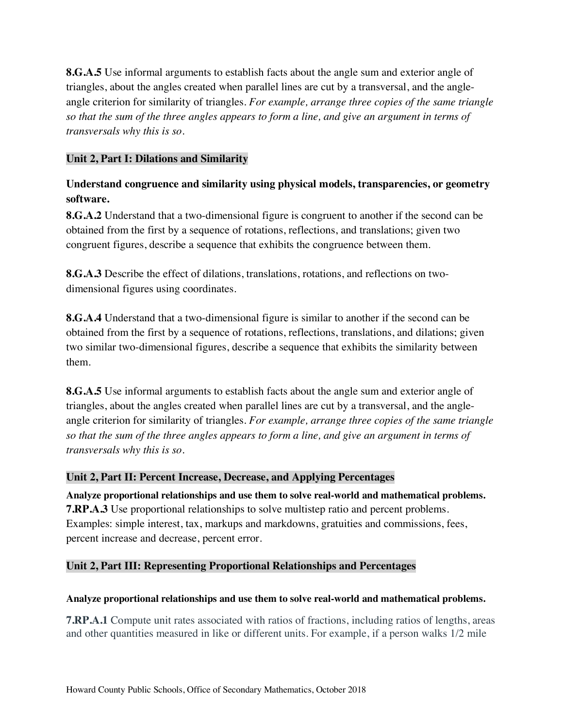**8.G.A.5** Use informal arguments to establish facts about the angle sum and exterior angle of triangles, about the angles created when parallel lines are cut by a transversal, and the angle-angle criterion for similarity of triangles. *For example, arrange three copies of the same triangle so that the sum of the three angles appears to form a line, and give an argument in terms of transversals why this is so.*

## Unit 2, Part I: Dilations and Similarity

### Understand congruence and similarity using physical models, transparencies, or geometry software.

**8.G.A.2** Understand that a two-dimensional figure is congruent to another if the second can be obtained from the first by a sequence of rotations, reflections, and translations; given two congruent figures, describe a sequence that exhibits the congruence between them.

**8.G.A.3** Describe the effect of dilations, translations, rotations, and reflections on two-dimensional figures using coordinates.

**8.G.A.4** Understand that a two-dimensional figure is similar to another if the second can be obtained from the first by a sequence of rotations, reflections, translations, and dilations; given two similar two-dimensional figures, describe a sequence that exhibits the similarity between them.

**8.G.A.5** Use informal arguments to establish facts about the angle sum and exterior angle of triangles, about the angles created when parallel lines are cut by a transversal, and the angle-angle criterion for similarity of triangles. *For example, arrange three copies of the same triangle so that the sum of the three angles appears to form a line, and give an argument in terms of transversals why this is so.*

## Unit 2, Part II: Percent Increase, Decrease, and Applying Percentages

**Analyze proportional relationships and use them to solve real-world and mathematical problems.**

**7.RP.A.3** Use proportional relationships to solve multistep ratio and percent problems. Examples: simple interest, tax, markups and markdowns, gratuities and commissions, fees, percent increase and decrease, percent error.

## Unit 2, Part III: Representing Proportional Relationships and Percentages

**Analyze proportional relationships and use them to solve real-world and mathematical problems.**

**7.RP.A.1** Compute unit rates associated with ratios of fractions, including ratios of lengths, areas and other quantities measured in like or different units. For example, if a person walks 1/2 mile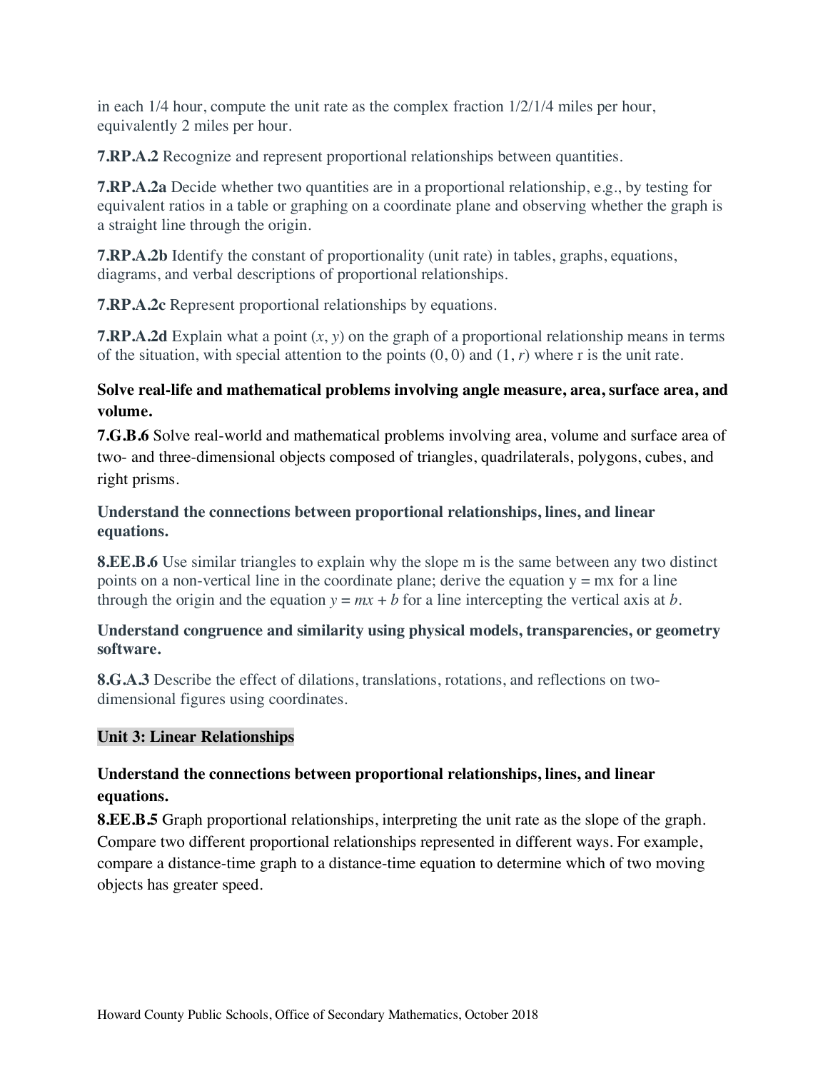in each 1/4 hour, compute the unit rate as the complex fraction 1/2/1/4 miles per hour, equivalently 2 miles per hour.

**7.RP.A.2** Recognize and represent proportional relationships between quantities.

**7.RP.A.2a** Decide whether two quantities are in a proportional relationship, e.g., by testing for equivalent ratios in a table or graphing on a coordinate plane and observing whether the graph is a straight line through the origin.

**7.RP.A.2b** Identify the constant of proportionality (unit rate) in tables, graphs, equations, diagrams, and verbal descriptions of proportional relationships.

**7.RP.A.2c** Represent proportional relationships by equations.

**7.RP.A.2d** Explain what a point $(x, y)$ on the graph of a proportional relationship means in terms of the situation, with special attention to the points $(0, 0)$ and $(1, r)$ where r is the unit rate.

**Solve real-life and mathematical problems involving angle measure, area, surface area, and volume.**

**7.G.B.6** Solve real-world and mathematical problems involving area, volume and surface area of two- and three-dimensional objects composed of triangles, quadrilaterals, polygons, cubes, and right prisms.

**Understand the connections between proportional relationships, lines, and linear equations.**

**8.EE.B.6** Use similar triangles to explain why the slope m is the same between any two distinct points on a non-vertical line in the coordinate plane; derive the equation $y = mx$ for a line through the origin and the equation $y = mx + b$ for a line intercepting the vertical axis at $b$.

**Understand congruence and similarity using physical models, transparencies, or geometry software.**

**8.G.A.3** Describe the effect of dilations, translations, rotations, and reflections on two-dimensional figures using coordinates.

## Unit 3: Linear Relationships

**Understand the connections between proportional relationships, lines, and linear equations.**

**8.EE.B.5** Graph proportional relationships, interpreting the unit rate as the slope of the graph. Compare two different proportional relationships represented in different ways. For example, compare a distance-time graph to a distance-time equation to determine which of two moving objects has greater speed.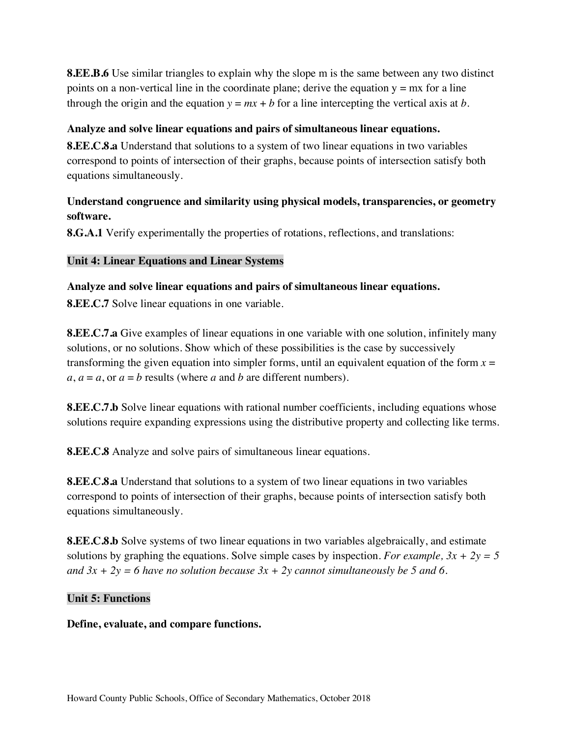**8.EE.B.6** Use similar triangles to explain why the slope m is the same between any two distinct points on a non-vertical line in the coordinate plane; derive the equation $y = mx$ for a line through the origin and the equation $y = mx + b$ for a line intercepting the vertical axis at $b$.

**Analyze and solve linear equations and pairs of simultaneous linear equations.**

**8.EE.C.8.a** Understand that solutions to a system of two linear equations in two variables correspond to points of intersection of their graphs, because points of intersection satisfy both equations simultaneously.

**Understand congruence and similarity using physical models, transparencies, or geometry software.**

**8.G.A.1** Verify experimentally the properties of rotations, reflections, and translations:

## Unit 4: Linear Equations and Linear Systems

**Analyze and solve linear equations and pairs of simultaneous linear equations.**

**8.EE.C.7** Solve linear equations in one variable.

**8.EE.C.7.a** Give examples of linear equations in one variable with one solution, infinitely many solutions, or no solutions. Show which of these possibilities is the case by successively transforming the given equation into simpler forms, until an equivalent equation of the form $x = a$, $a = a$, or $a = b$ results (where $a$ and $b$ are different numbers).

**8.EE.C.7.b** Solve linear equations with rational number coefficients, including equations whose solutions require expanding expressions using the distributive property and collecting like terms.

**8.EE.C.8** Analyze and solve pairs of simultaneous linear equations.

**8.EE.C.8.a** Understand that solutions to a system of two linear equations in two variables correspond to points of intersection of their graphs, because points of intersection satisfy both equations simultaneously.

**8.EE.C.8.b** Solve systems of two linear equations in two variables algebraically, and estimate solutions by graphing the equations. Solve simple cases by inspection. *For example, $3x + 2y = 5$ and $3x + 2y = 6$ have no solution because $3x + 2y$ cannot simultaneously be 5 and 6.*

## Unit 5: Functions

**Define, evaluate, and compare functions.**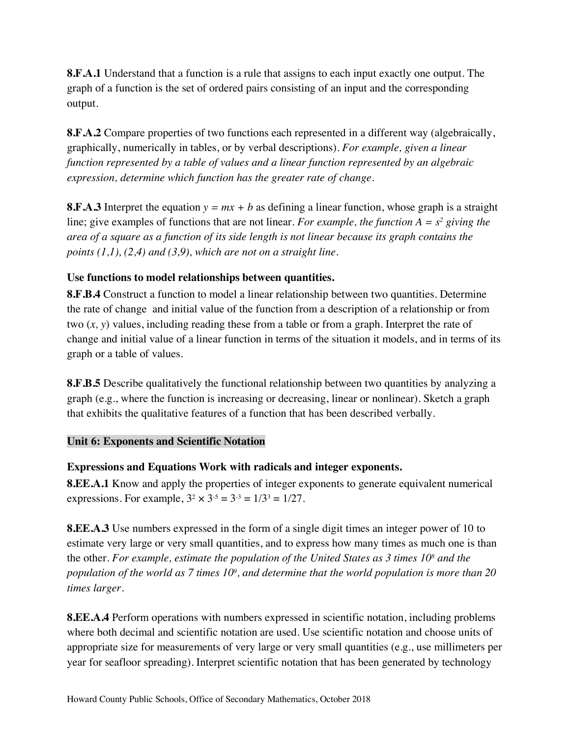**8.F.A.1** Understand that a function is a rule that assigns to each input exactly one output. The graph of a function is the set of ordered pairs consisting of an input and the corresponding output.

**8.F.A.2** Compare properties of two functions each represented in a different way (algebraically, graphically, numerically in tables, or by verbal descriptions). *For example, given a linear function represented by a table of values and a linear function represented by an algebraic expression, determine which function has the greater rate of change.*

**8.F.A.3** Interpret the equation $y = mx + b$ as defining a linear function, whose graph is a straight line; give examples of functions that are not linear. *For example, the function $A = s^2$ giving the area of a square as a function of its side length is not linear because its graph contains the points (1,1), (2,4) and (3,9), which are not on a straight line.*

**Use functions to model relationships between quantities.**

**8.F.B.4** Construct a function to model a linear relationship between two quantities. Determine the rate of change and initial value of the function from a description of a relationship or from two $(x, y)$ values, including reading these from a table or from a graph. Interpret the rate of change and initial value of a linear function in terms of the situation it models, and in terms of its graph or a table of values.

**8.F.B.5** Describe qualitatively the functional relationship between two quantities by analyzing a graph (e.g., where the function is increasing or decreasing, linear or nonlinear). Sketch a graph that exhibits the qualitative features of a function that has been described verbally.

## Unit 6: Exponents and Scientific Notation

**Expressions and Equations Work with radicals and integer exponents.**

**8.EE.A.1** Know and apply the properties of integer exponents to generate equivalent numerical expressions. For example, $3^2 \times 3^{-5} = 3^{-3} = 1/3^3 = 1/27$.

**8.EE.A.3** Use numbers expressed in the form of a single digit times an integer power of 10 to estimate very large or very small quantities, and to express how many times as much one is than the other. *For example, estimate the population of the United States as 3 times $10^8$ and the population of the world as 7 times $10^9$, and determine that the world population is more than 20 times larger.*

**8.EE.A.4** Perform operations with numbers expressed in scientific notation, including problems where both decimal and scientific notation are used. Use scientific notation and choose units of appropriate size for measurements of very large or very small quantities (e.g., use millimeters per year for seafloor spreading). Interpret scientific notation that has been generated by technology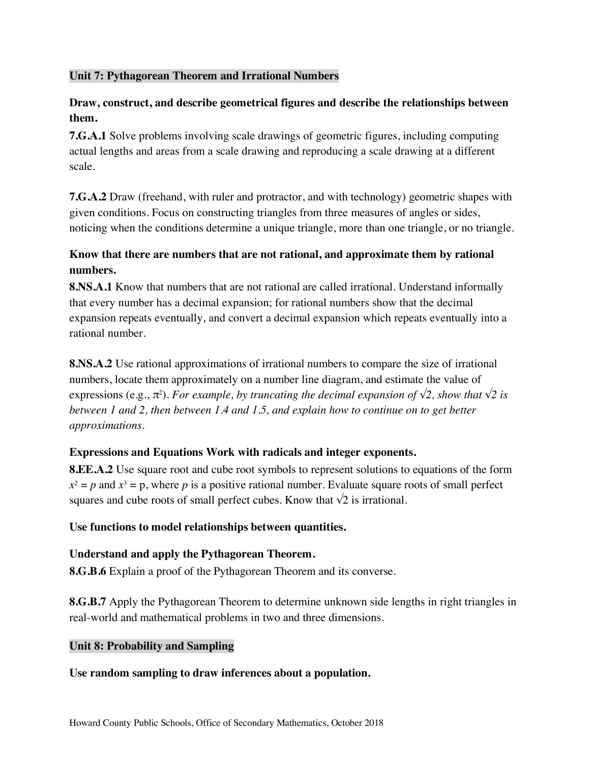## Unit 7: Pythagorean Theorem and Irrational Numbers

**Draw, construct, and describe geometrical figures and describe the relationships between them.**

**7.G.A.1** Solve problems involving scale drawings of geometric figures, including computing actual lengths and areas from a scale drawing and reproducing a scale drawing at a different scale.

**7.G.A.2** Draw (freehand, with ruler and protractor, and with technology) geometric shapes with given conditions. Focus on constructing triangles from three measures of angles or sides, noticing when the conditions determine a unique triangle, more than one triangle, or no triangle.

**Know that there are numbers that are not rational, and approximate them by rational numbers.**

**8.NS.A.1** Know that numbers that are not rational are called irrational. Understand informally that every number has a decimal expansion; for rational numbers show that the decimal expansion repeats eventually, and convert a decimal expansion which repeats eventually into a rational number.

**8.NS.A.2** Use rational approximations of irrational numbers to compare the size of irrational numbers, locate them approximately on a number line diagram, and estimate the value of expressions (e.g., $\pi^2$). *For example, by truncating the decimal expansion of $\sqrt{2}$, show that $\sqrt{2}$ is between 1 and 2, then between 1.4 and 1.5, and explain how to continue on to get better approximations.*

**Expressions and Equations Work with radicals and integer exponents.**

**8.EE.A.2** Use square root and cube root symbols to represent solutions to equations of the form $x^2 = p$ and $x^3 = p$, where $p$ is a positive rational number. Evaluate square roots of small perfect squares and cube roots of small perfect cubes. Know that $\sqrt{2}$ is irrational.

**Use functions to model relationships between quantities.**

**Understand and apply the Pythagorean Theorem.**

**8.G.B.6** Explain a proof of the Pythagorean Theorem and its converse.

**8.G.B.7** Apply the Pythagorean Theorem to determine unknown side lengths in right triangles in real-world and mathematical problems in two and three dimensions.

## Unit 8: Probability and Sampling

**Use random sampling to draw inferences about a population.**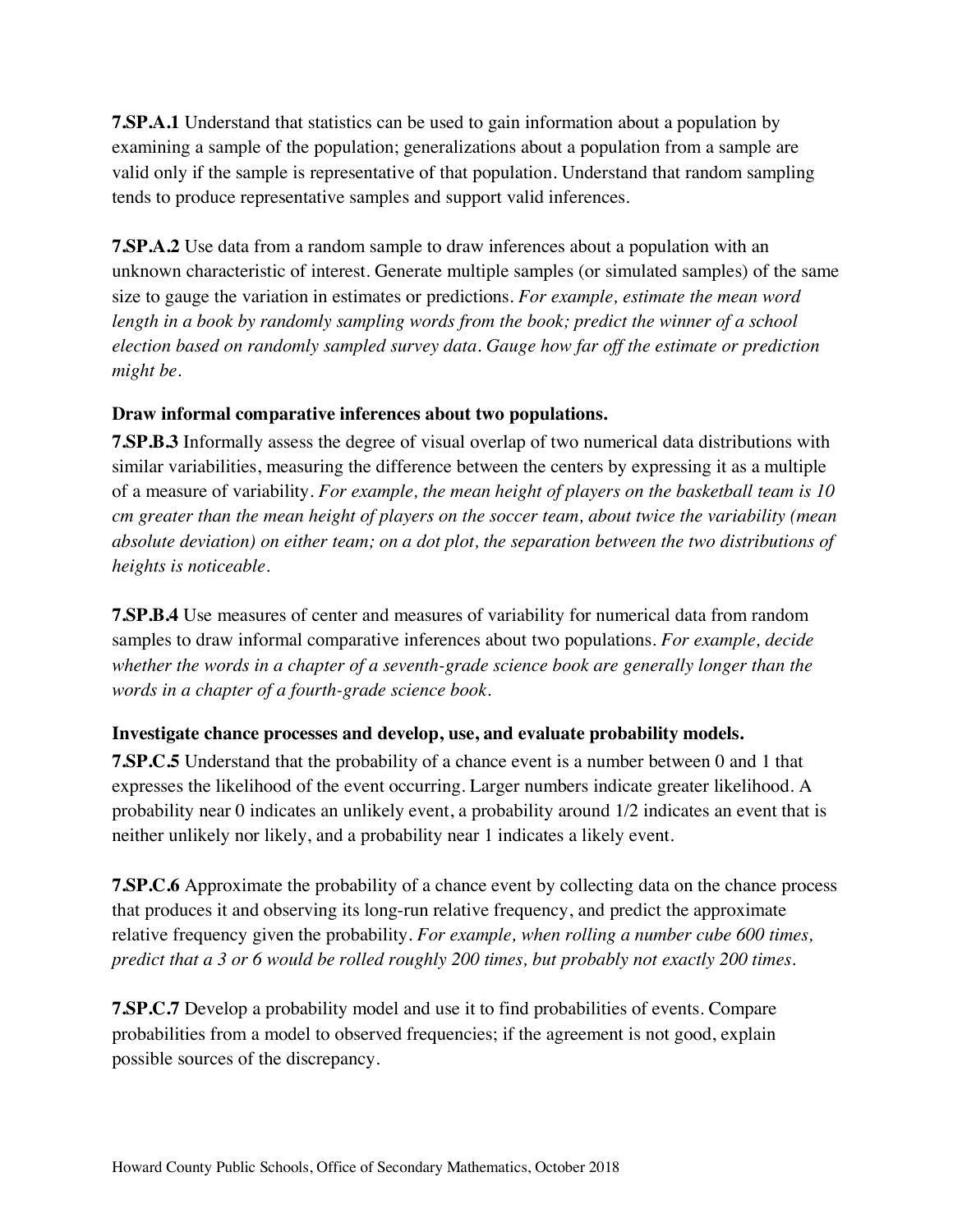**7.SP.A.1** Understand that statistics can be used to gain information about a population by examining a sample of the population; generalizations about a population from a sample are valid only if the sample is representative of that population. Understand that random sampling tends to produce representative samples and support valid inferences.

**7.SP.A.2** Use data from a random sample to draw inferences about a population with an unknown characteristic of interest. Generate multiple samples (or simulated samples) of the same size to gauge the variation in estimates or predictions. *For example, estimate the mean word length in a book by randomly sampling words from the book; predict the winner of a school election based on randomly sampled survey data. Gauge how far off the estimate or prediction might be.*

**Draw informal comparative inferences about two populations.**

**7.SP.B.3** Informally assess the degree of visual overlap of two numerical data distributions with similar variabilities, measuring the difference between the centers by expressing it as a multiple of a measure of variability. *For example, the mean height of players on the basketball team is 10 cm greater than the mean height of players on the soccer team, about twice the variability (mean absolute deviation) on either team; on a dot plot, the separation between the two distributions of heights is noticeable.*

**7.SP.B.4** Use measures of center and measures of variability for numerical data from random samples to draw informal comparative inferences about two populations. *For example, decide whether the words in a chapter of a seventh-grade science book are generally longer than the words in a chapter of a fourth-grade science book.*

**Investigate chance processes and develop, use, and evaluate probability models.**

**7.SP.C.5** Understand that the probability of a chance event is a number between 0 and 1 that expresses the likelihood of the event occurring. Larger numbers indicate greater likelihood. A probability near 0 indicates an unlikely event, a probability around 1/2 indicates an event that is neither unlikely nor likely, and a probability near 1 indicates a likely event.

**7.SP.C.6** Approximate the probability of a chance event by collecting data on the chance process that produces it and observing its long-run relative frequency, and predict the approximate relative frequency given the probability. *For example, when rolling a number cube 600 times, predict that a 3 or 6 would be rolled roughly 200 times, but probably not exactly 200 times.*

**7.SP.C.7** Develop a probability model and use it to find probabilities of events. Compare probabilities from a model to observed frequencies; if the agreement is not good, explain possible sources of the discrepancy.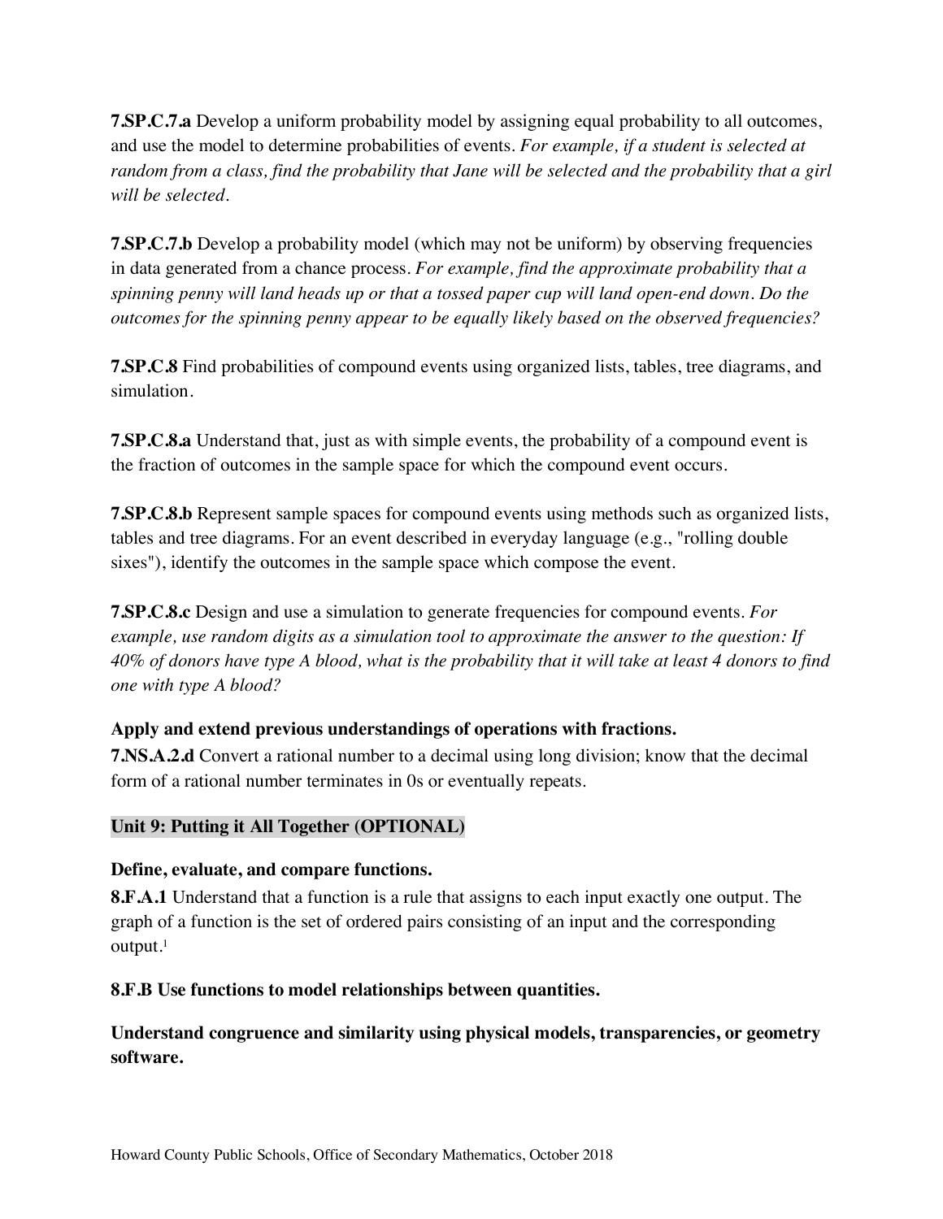**7.SP.C.7.a** Develop a uniform probability model by assigning equal probability to all outcomes, and use the model to determine probabilities of events. *For example, if a student is selected at random from a class, find the probability that Jane will be selected and the probability that a girl will be selected.*

**7.SP.C.7.b** Develop a probability model (which may not be uniform) by observing frequencies in data generated from a chance process. *For example, find the approximate probability that a spinning penny will land heads up or that a tossed paper cup will land open-end down. Do the outcomes for the spinning penny appear to be equally likely based on the observed frequencies?*

**7.SP.C.8** Find probabilities of compound events using organized lists, tables, tree diagrams, and simulation.

**7.SP.C.8.a** Understand that, just as with simple events, the probability of a compound event is the fraction of outcomes in the sample space for which the compound event occurs.

**7.SP.C.8.b** Represent sample spaces for compound events using methods such as organized lists, tables and tree diagrams. For an event described in everyday language (e.g., "rolling double sixes"), identify the outcomes in the sample space which compose the event.

**7.SP.C.8.c** Design and use a simulation to generate frequencies for compound events. *For example, use random digits as a simulation tool to approximate the answer to the question: If 40% of donors have type A blood, what is the probability that it will take at least 4 donors to find one with type A blood?*

**Apply and extend previous understandings of operations with fractions.**

**7.NS.A.2.d** Convert a rational number to a decimal using long division; know that the decimal form of a rational number terminates in 0s or eventually repeats.

## Unit 9: Putting it All Together (OPTIONAL)

**Define, evaluate, and compare functions.**

**8.F.A.1** Understand that a function is a rule that assigns to each input exactly one output. The graph of a function is the set of ordered pairs consisting of an input and the corresponding output.[1]

**8.F.B Use functions to model relationships between quantities.**

**Understand congruence and similarity using physical models, transparencies, or geometry software.**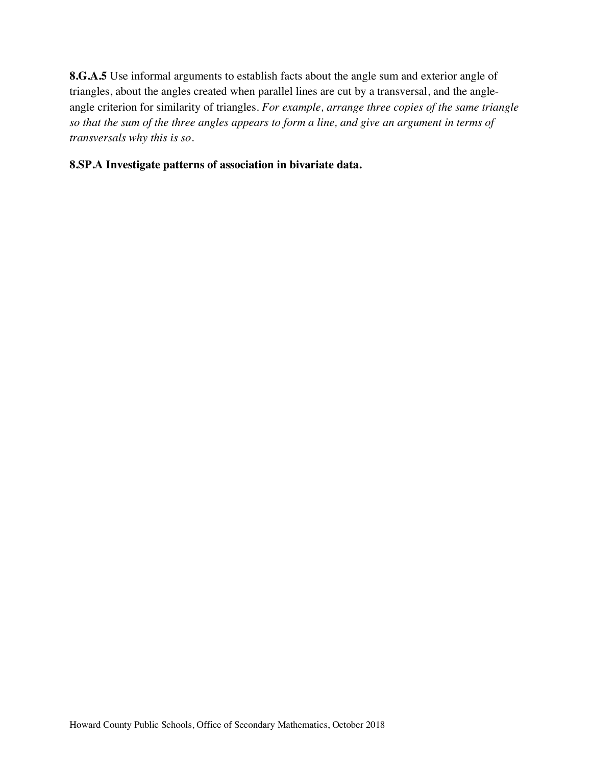**8.G.A.5** Use informal arguments to establish facts about the angle sum and exterior angle of triangles, about the angles created when parallel lines are cut by a transversal, and the angle-angle criterion for similarity of triangles. *For example, arrange three copies of the same triangle so that the sum of the three angles appears to form a line, and give an argument in terms of transversals why this is so.*

**8.SP.A Investigate patterns of association in bivariate data.**